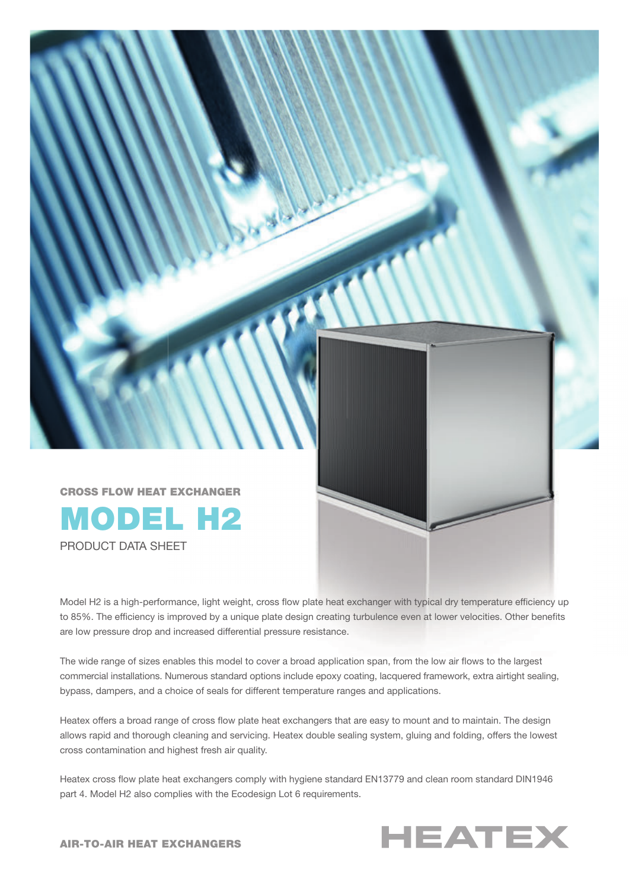CROSS FLOW HEAT EXCHANGER

# MODEL H2

PRODUCT DATA SHEET

Model H2 is a high-performance, light weight, cross flow plate heat exchanger with typical dry temperature efficiency up to 85%. The efficiency is improved by a unique plate design creating turbulence even at lower velocities. Other benefits are low pressure drop and increased differential pressure resistance.

The wide range of sizes enables this model to cover a broad application span, from the low air flows to the largest commercial installations. Numerous standard options include epoxy coating, lacquered framework, extra airtight sealing, bypass, dampers, and a choice of seals for different temperature ranges and applications.

Heatex offers a broad range of cross flow plate heat exchangers that are easy to mount and to maintain. The design allows rapid and thorough cleaning and servicing. Heatex double sealing system, gluing and folding, offers the lowest cross contamination and highest fresh air quality.

Heatex cross flow plate heat exchangers comply with hygiene standard EN13779 and clean room standard DIN1946 part 4. Model H2 also complies with the Ecodesign Lot 6 requirements.

AIR-TO-AIR HEAT EXCHANGERS

HEATEX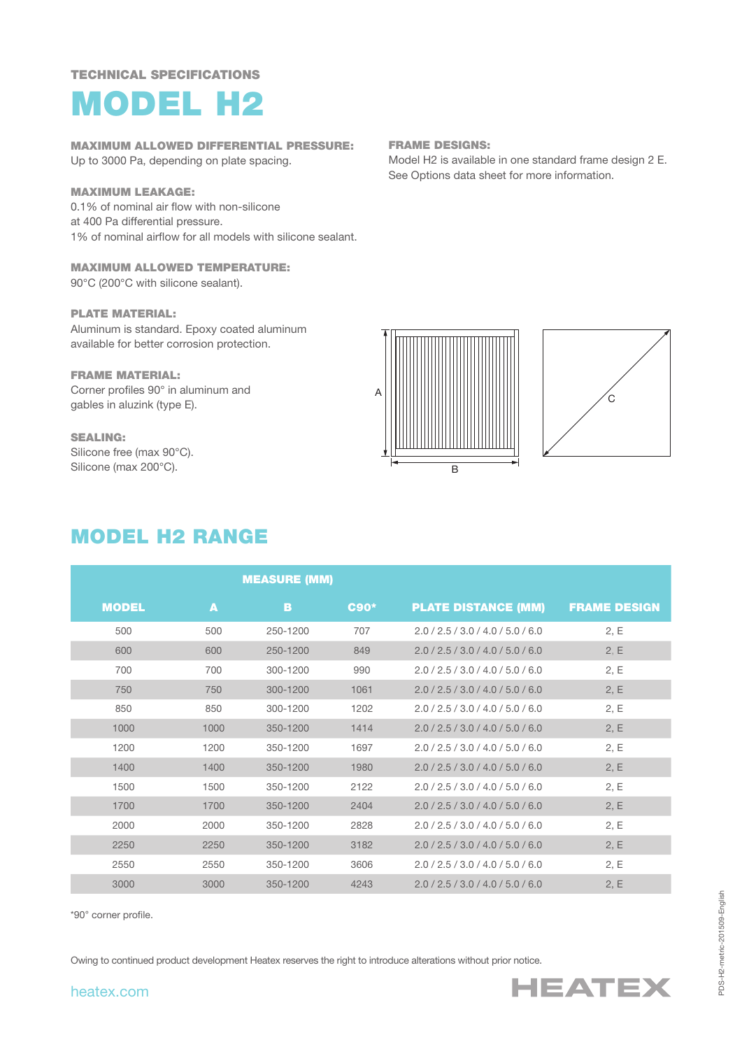TECHNICAL SPECIFICATIONS

# MODEL H2

**MAXIMUM ALLOWED DIFFERENTIAL PRESSURE:**
Up to 3000 Pa, depending on plate spacing.

**MAXIMUM LEAKAGE:**
0.1% of nominal air flow with non-silicone
at 400 Pa differential pressure.
1% of nominal airflow for all models with silicone sealant.

**MAXIMUM ALLOWED TEMPERATURE:**
90°C (200°C with silicone sealant).

**PLATE MATERIAL:**
Aluminum is standard. Epoxy coated aluminum
available for better corrosion protection.

**FRAME MATERIAL:**
Corner profiles 90° in aluminum and
gables in aluzink (type E).

**SEALING:**
Silicone free (max 90°C).
Silicone (max 200°C).

**FRAME DESIGNS:**
Model H2 is available in one standard frame design 2 E.
See Options data sheet for more information.

A

B

C

## MODEL H2 RANGE

| | MEASURE (MM) | | | | |
|---|---|---|---|---|---|
| **MODEL** | **A** | **B** | **C90*** | **PLATE DISTANCE (MM)** | **FRAME DESIGN** |
| 500 | 500 | 250-1200 | 707 | 2.0 / 2.5 / 3.0 / 4.0 / 5.0 / 6.0 | 2, E |
| 600 | 600 | 250-1200 | 849 | 2.0 / 2.5 / 3.0 / 4.0 / 5.0 / 6.0 | 2, E |
| 700 | 700 | 300-1200 | 990 | 2.0 / 2.5 / 3.0 / 4.0 / 5.0 / 6.0 | 2, E |
| 750 | 750 | 300-1200 | 1061 | 2.0 / 2.5 / 3.0 / 4.0 / 5.0 / 6.0 | 2, E |
| 850 | 850 | 300-1200 | 1202 | 2.0 / 2.5 / 3.0 / 4.0 / 5.0 / 6.0 | 2, E |
| 1000 | 1000 | 350-1200 | 1414 | 2.0 / 2.5 / 3.0 / 4.0 / 5.0 / 6.0 | 2, E |
| 1200 | 1200 | 350-1200 | 1697 | 2.0 / 2.5 / 3.0 / 4.0 / 5.0 / 6.0 | 2, E |
| 1400 | 1400 | 350-1200 | 1980 | 2.0 / 2.5 / 3.0 / 4.0 / 5.0 / 6.0 | 2, E |
| 1500 | 1500 | 350-1200 | 2122 | 2.0 / 2.5 / 3.0 / 4.0 / 5.0 / 6.0 | 2, E |
| 1700 | 1700 | 350-1200 | 2404 | 2.0 / 2.5 / 3.0 / 4.0 / 5.0 / 6.0 | 2, E |
| 2000 | 2000 | 350-1200 | 2828 | 2.0 / 2.5 / 3.0 / 4.0 / 5.0 / 6.0 | 2, E |
| 2250 | 2250 | 350-1200 | 3182 | 2.0 / 2.5 / 3.0 / 4.0 / 5.0 / 6.0 | 2, E |
| 2550 | 2550 | 350-1200 | 3606 | 2.0 / 2.5 / 3.0 / 4.0 / 5.0 / 6.0 | 2, E |
| 3000 | 3000 | 350-1200 | 4243 | 2.0 / 2.5 / 3.0 / 4.0 / 5.0 / 6.0 | 2, E |

*90° corner profile.

Owing to continued product development Heatex reserves the right to introduce alterations without prior notice.

heatex.com

HEATEX

PDS-H2-metric-201509-English